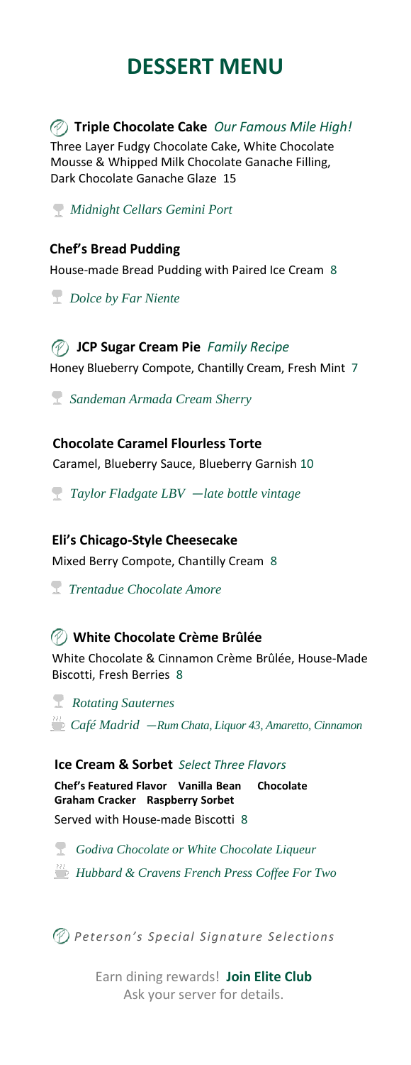# DESSERT MENU

**Triple Chocolate Cake** *Our Famous Mile High!*
Three Layer Fudgy Chocolate Cake, White Chocolate Mousse & Whipped Milk Chocolate Ganache Filling, Dark Chocolate Ganache Glaze 15

*Midnight Cellars Gemini Port*

**Chef's Bread Pudding**
House-made Bread Pudding with Paired Ice Cream 8

*Dolce by Far Niente*

**JCP Sugar Cream Pie** *Family Recipe*
Honey Blueberry Compote, Chantilly Cream, Fresh Mint 7

*Sandeman Armada Cream Sherry*

**Chocolate Caramel Flourless Torte**
Caramel, Blueberry Sauce, Blueberry Garnish 10

*Taylor Fladgate LBV —late bottle vintage*

**Eli's Chicago-Style Cheesecake**
Mixed Berry Compote, Chantilly Cream 8

*Trentadue Chocolate Amore*

**White Chocolate Crème Brûlée**
White Chocolate & Cinnamon Crème Brûlée, House-Made Biscotti, Fresh Berries 8

*Rotating Sauternes*
*Café Madrid —Rum Chata, Liquor 43, Amaretto, Cinnamon*

**Ice Cream & Sorbet** *Select Three Flavors*
**Chef's Featured Flavor  Vanilla Bean  Chocolate  Graham Cracker  Raspberry Sorbet**
Served with House-made Biscotti 8

*Godiva Chocolate or White Chocolate Liqueur*
*Hubbard & Cravens French Press Coffee For Two*

*Peterson's Special Signature Selections*

Earn dining rewards! **Join Elite Club**
Ask your server for details.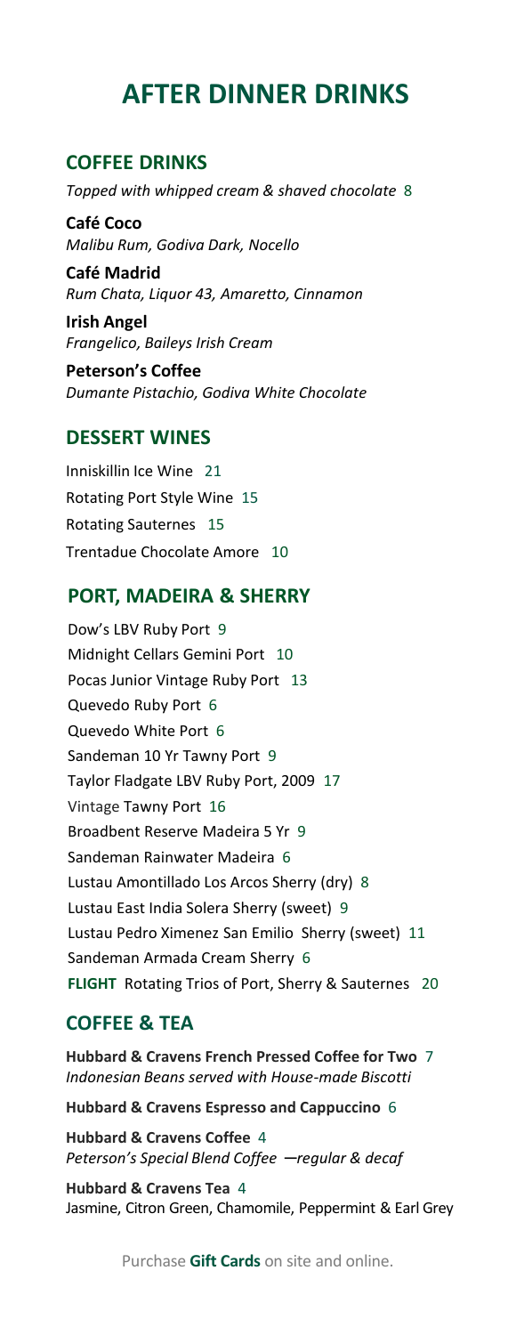# AFTER DINNER DRINKS

## COFFEE DRINKS

*Topped with whipped cream & shaved chocolate* 8

**Café Coco**
*Malibu Rum, Godiva Dark, Nocello*

**Café Madrid**
*Rum Chata, Liquor 43, Amaretto, Cinnamon*

**Irish Angel**
*Frangelico, Baileys Irish Cream*

**Peterson's Coffee**
*Dumante Pistachio, Godiva White Chocolate*

## DESSERT WINES

Inniskillin Ice Wine 21
Rotating Port Style Wine 15
Rotating Sauternes 15
Trentadue Chocolate Amore 10

## PORT, MADEIRA & SHERRY

Dow's LBV Ruby Port 9
Midnight Cellars Gemini Port 10
Pocas Junior Vintage Ruby Port 13
Quevedo Ruby Port 6
Quevedo White Port 6
Sandeman 10 Yr Tawny Port 9
Taylor Fladgate LBV Ruby Port, 2009 17
Vintage Tawny Port 16
Broadbent Reserve Madeira 5 Yr 9
Sandeman Rainwater Madeira 6
Lustau Amontillado Los Arcos Sherry (dry) 8
Lustau East India Solera Sherry (sweet) 9
Lustau Pedro Ximenez San Emilio Sherry (sweet) 11
Sandeman Armada Cream Sherry 6
**FLIGHT** Rotating Trios of Port, Sherry & Sauternes 20

## COFFEE & TEA

**Hubbard & Cravens French Pressed Coffee for Two** 7
*Indonesian Beans served with House-made Biscotti*

**Hubbard & Cravens Espresso and Cappuccino** 6

**Hubbard & Cravens Coffee** 4
*Peterson's Special Blend Coffee —regular & decaf*

**Hubbard & Cravens Tea** 4
Jasmine, Citron Green, Chamomile, Peppermint & Earl Grey

Purchase **Gift Cards** on site and online.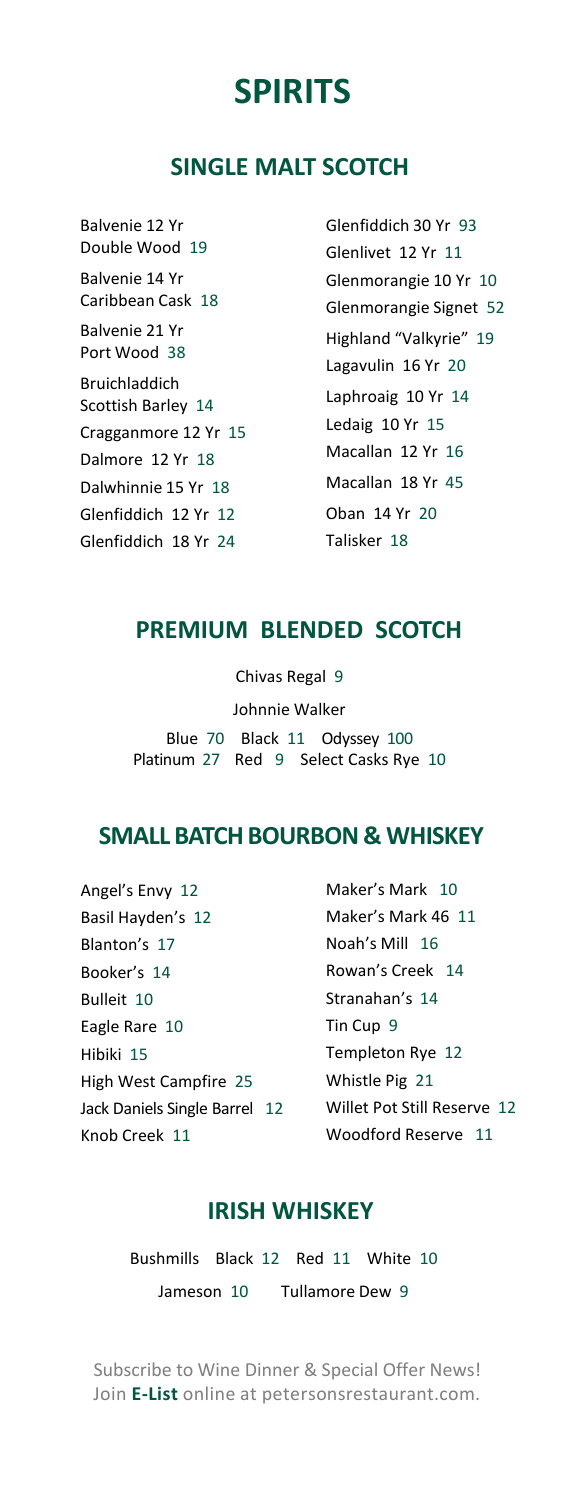# SPIRITS

## SINGLE MALT SCOTCH

Balvenie 12 Yr Double Wood 19

Balvenie 14 Yr Caribbean Cask 18

Balvenie 21 Yr Port Wood 38

Bruichladdich Scottish Barley 14

Cragganmore 12 Yr 15

Dalmore 12 Yr 18

Dalwhinnie 15 Yr 18

Glenfiddich 12 Yr 12

Glenfiddich 18 Yr 24

Glenfiddich 30 Yr 93

Glenlivet 12 Yr 11

Glenmorangie 10 Yr 10

Glenmorangie Signet 52

Highland "Valkyrie" 19

Lagavulin 16 Yr 20

Laphroaig 10 Yr 14

Ledaig 10 Yr 15

Macallan 12 Yr 16

Macallan 18 Yr 45

Oban 14 Yr 20

Talisker 18

## PREMIUM BLENDED SCOTCH

Chivas Regal 9

Johnnie Walker

Blue 70 Black 11 Odyssey 100

Platinum 27 Red 9 Select Casks Rye 10

## SMALL BATCH BOURBON & WHISKEY

Angel's Envy 12

Basil Hayden's 12

Blanton's 17

Booker's 14

Bulleit 10

Eagle Rare 10

Hibiki 15

High West Campfire 25

Jack Daniels Single Barrel 12

Knob Creek 11

Maker's Mark 10

Maker's Mark 46 11

Noah's Mill 16

Rowan's Creek 14

Stranahan's 14

Tin Cup 9

Templeton Rye 12

Whistle Pig 21

Willet Pot Still Reserve 12

Woodford Reserve 11

## IRISH WHISKEY

Bushmills Black 12 Red 11 White 10

Jameson 10 Tullamore Dew 9

Subscribe to Wine Dinner & Special Offer News!
Join **E-List** online at petersonsrestaurant.com.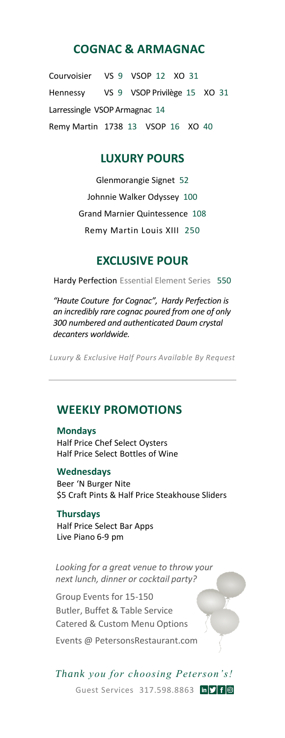## COGNAC & ARMAGNAC

Courvoisier VS 9 VSOP 12 XO 31

Hennessy VS 9 VSOP Privilège 15 XO 31

Larressingle VSOP Armagnac 14

Remy Martin 1738 13 VSOP 16 XO 40

## LUXURY POURS

Glenmorangie Signet 52

Johnnie Walker Odyssey 100

Grand Marnier Quintessence 108

Remy Martin Louis XIII 250

## EXCLUSIVE POUR

Hardy Perfection Essential Element Series 550

*"Haute Couture for Cognac", Hardy Perfection is an incredibly rare cognac poured from one of only 300 numbered and authenticated Daum crystal decanters worldwide.*

*Luxury & Exclusive Half Pours Available By Request*

---

## WEEKLY PROMOTIONS

**Mondays**
Half Price Chef Select Oysters
Half Price Select Bottles of Wine

**Wednesdays**
Beer 'N Burger Nite
$5 Craft Pints & Half Price Steakhouse Sliders

**Thursdays**
Half Price Select Bar Apps
Live Piano 6-9 pm

*Looking for a great venue to throw your next lunch, dinner or cocktail party?*

Group Events for 15-150
Butler, Buffet & Table Service
Catered & Custom Menu Options

Events @ PetersonsRestaurant.com

*Thank you for choosing Peterson's!*

Guest Services 317.598.8863